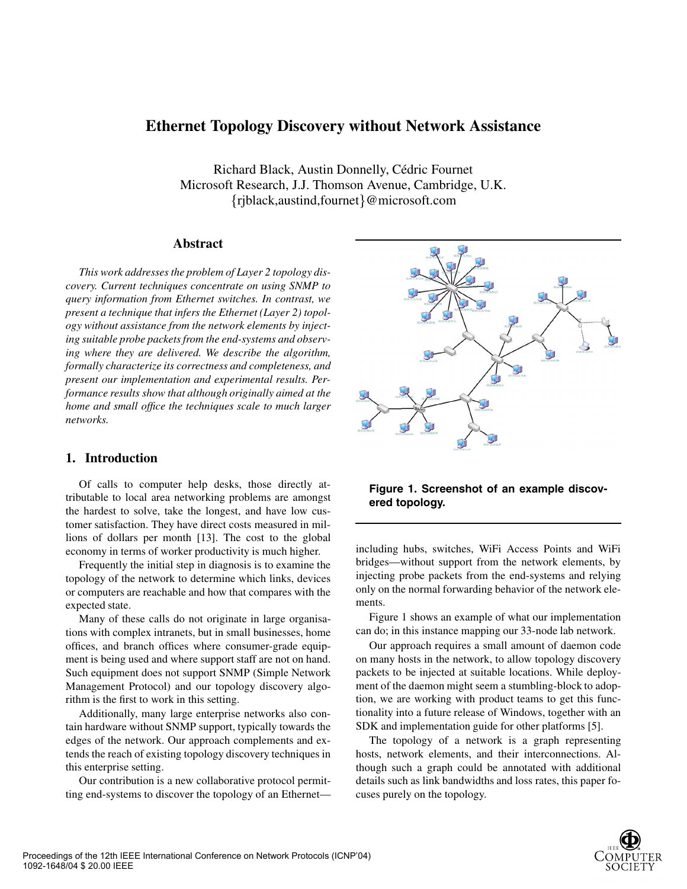# Ethernet Topology Discovery without Network Assistance

Richard Black, Austin Donnelly, Cédric Fournet
Microsoft Research, J.J. Thomson Avenue, Cambridge, U.K.
{rjblack,austind,fournet}@microsoft.com

## Abstract

*This work addresses the problem of Layer 2 topology discovery. Current techniques concentrate on using SNMP to query information from Ethernet switches. In contrast, we present a technique that infers the Ethernet (Layer 2) topology without assistance from the network elements by injecting suitable probe packets from the end-systems and observing where they are delivered. We describe the algorithm, formally characterize its correctness and completeness, and present our implementation and experimental results. Performance results show that although originally aimed at the home and small office the techniques scale to much larger networks.*

## 1. Introduction

Of calls to computer help desks, those directly attributable to local area networking problems are amongst the hardest to solve, take the longest, and have low customer satisfaction. They have direct costs measured in millions of dollars per month [13]. The cost to the global economy in terms of worker productivity is much higher.

Frequently the initial step in diagnosis is to examine the topology of the network to determine which links, devices or computers are reachable and how that compares with the expected state.

Many of these calls do not originate in large organisations with complex intranets, but in small businesses, home offices, and branch offices where consumer-grade equipment is being used and where support staff are not on hand. Such equipment does not support SNMP (Simple Network Management Protocol) and our topology discovery algorithm is the first to work in this setting.

Additionally, many large enterprise networks also contain hardware without SNMP support, typically towards the edges of the network. Our approach complements and extends the reach of existing topology discovery techniques in this enterprise setting.

Our contribution is a new collaborative protocol permitting end-systems to discover the topology of an Ethernet—including hubs, switches, WiFi Access Points and WiFi bridges—without support from the network elements, by injecting probe packets from the end-systems and relying only on the normal forwarding behavior of the network elements.

**Figure 1. Screenshot of an example discovered topology.**

Figure 1 shows an example of what our implementation can do; in this instance mapping our 33-node lab network.

Our approach requires a small amount of daemon code on many hosts in the network, to allow topology discovery packets to be injected at suitable locations. While deployment of the daemon might seem a stumbling-block to adoption, we are working with product teams to get this functionality into a future release of Windows, together with an SDK and implementation guide for other platforms [5].

The topology of a network is a graph representing hosts, network elements, and their interconnections. Although such a graph could be annotated with additional details such as link bandwidths and loss rates, this paper focuses purely on the topology.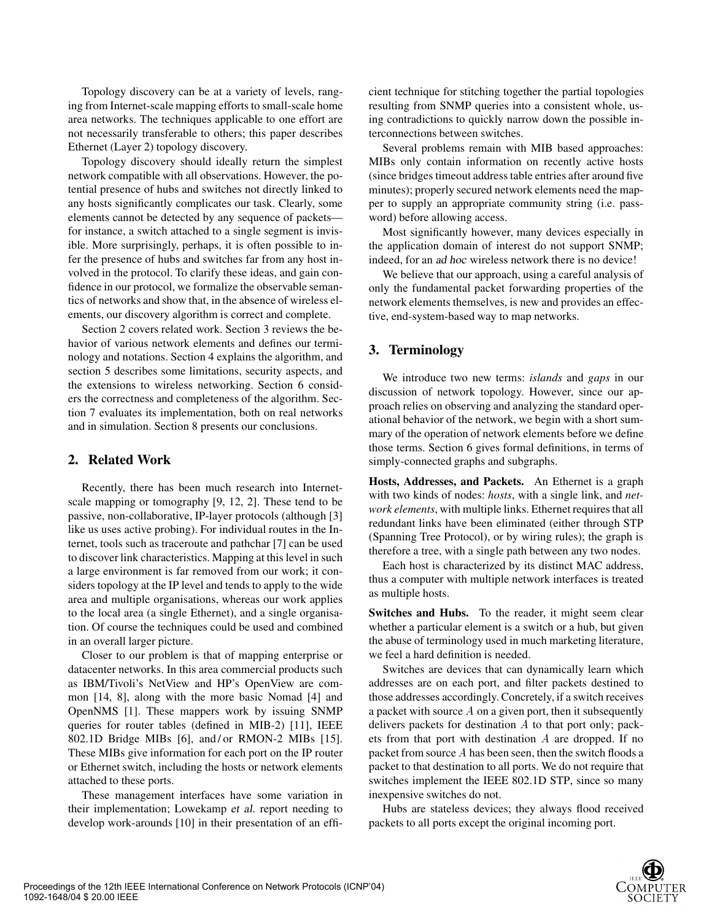Topology discovery can be at a variety of levels, ranging from Internet-scale mapping efforts to small-scale home area networks. The techniques applicable to one effort are not necessarily transferable to others; this paper describes Ethernet (Layer 2) topology discovery.

Topology discovery should ideally return the simplest network compatible with all observations. However, the potential presence of hubs and switches not directly linked to any hosts significantly complicates our task. Clearly, some elements cannot be detected by any sequence of packets—for instance, a switch attached to a single segment is invisible. More surprisingly, perhaps, it is often possible to infer the presence of hubs and switches far from any host involved in the protocol. To clarify these ideas, and gain confidence in our protocol, we formalize the observable semantics of networks and show that, in the absence of wireless elements, our discovery algorithm is correct and complete.

Section 2 covers related work. Section 3 reviews the behavior of various network elements and defines our terminology and notations. Section 4 explains the algorithm, and section 5 describes some limitations, security aspects, and the extensions to wireless networking. Section 6 considers the correctness and completeness of the algorithm. Section 7 evaluates its implementation, both on real networks and in simulation. Section 8 presents our conclusions.

## 2. Related Work

Recently, there has been much research into Internet-scale mapping or tomography [9, 12, 2]. These tend to be passive, non-collaborative, IP-layer protocols (although [3] like us uses active probing). For individual routes in the Internet, tools such as traceroute and pathchar [7] can be used to discover link characteristics. Mapping at this level in such a large environment is far removed from our work; it considers topology at the IP level and tends to apply to the wide area and multiple organisations, whereas our work applies to the local area (a single Ethernet), and a single organisation. Of course the techniques could be used and combined in an overall larger picture.

Closer to our problem is that of mapping enterprise or datacenter networks. In this area commercial products such as IBM/Tivoli's NetView and HP's OpenView are common [14, 8], along with the more basic Nomad [4] and OpenNMS [1]. These mappers work by issuing SNMP queries for router tables (defined in MIB-2) [11], IEEE 802.1D Bridge MIBs [6], and / or RMON-2 MIBs [15]. These MIBs give information for each port on the IP router or Ethernet switch, including the hosts or network elements attached to these ports.

These management interfaces have some variation in their implementation; Lowekamp *et al.* report needing to develop work-arounds [10] in their presentation of an efficient technique for stitching together the partial topologies resulting from SNMP queries into a consistent whole, using contradictions to quickly narrow down the possible interconnections between switches.

Several problems remain with MIB based approaches: MIBs only contain information on recently active hosts (since bridges timeout address table entries after around five minutes); properly secured network elements need the mapper to supply an appropriate community string (i.e. password) before allowing access.

Most significantly however, many devices especially in the application domain of interest do not support SNMP; indeed, for an *ad hoc* wireless network there is no device!

We believe that our approach, using a careful analysis of only the fundamental packet forwarding properties of the network elements themselves, is new and provides an effective, end-system-based way to map networks.

## 3. Terminology

We introduce two new terms: *islands* and *gaps* in our discussion of network topology. However, since our approach relies on observing and analyzing the standard operational behavior of the network, we begin with a short summary of the operation of network elements before we define those terms. Section 6 gives formal definitions, in terms of simply-connected graphs and subgraphs.

**Hosts, Addresses, and Packets.** An Ethernet is a graph with two kinds of nodes: *hosts*, with a single link, and *network elements*, with multiple links. Ethernet requires that all redundant links have been eliminated (either through STP (Spanning Tree Protocol), or by wiring rules); the graph is therefore a tree, with a single path between any two nodes.

Each host is characterized by its distinct MAC address, thus a computer with multiple network interfaces is treated as multiple hosts.

**Switches and Hubs.** To the reader, it might seem clear whether a particular element is a switch or a hub, but given the abuse of terminology used in much marketing literature, we feel a hard definition is needed.

Switches are devices that can dynamically learn which addresses are on each port, and filter packets destined to those addresses accordingly. Concretely, if a switch receives a packet with source $A$ on a given port, then it subsequently delivers packets for destination $A$ to that port only; packets from that port with destination $A$ are dropped. If no packet from source $A$ has been seen, then the switch floods a packet to that destination to all ports. We do not require that switches implement the IEEE 802.1D STP, since so many inexpensive switches do not.

Hubs are stateless devices; they always flood received packets to all ports except the original incoming port.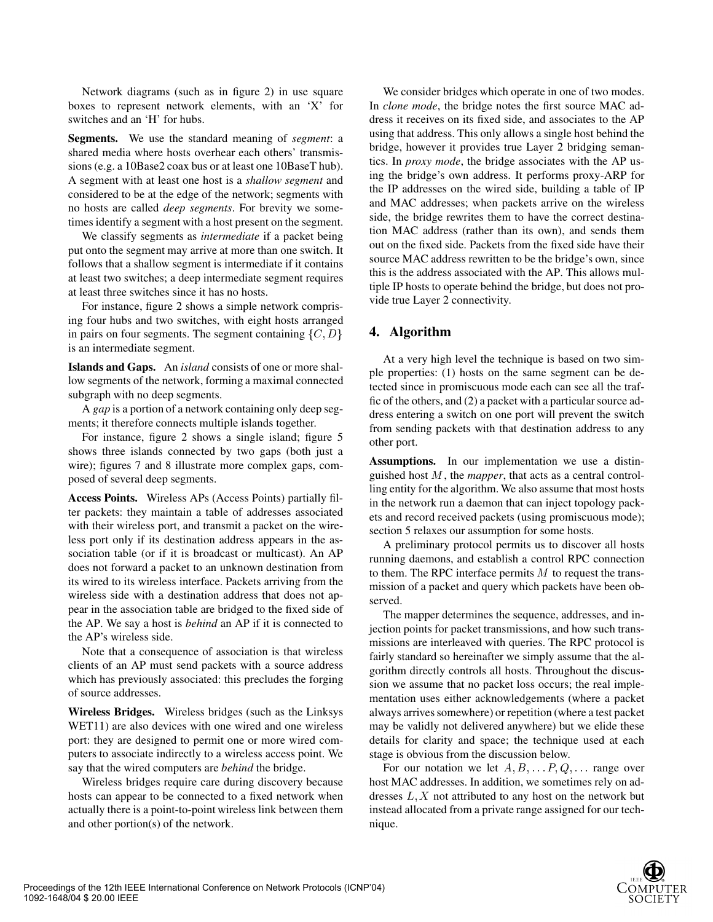Network diagrams (such as in figure 2) in use square boxes to represent network elements, with an 'X' for switches and an 'H' for hubs.

**Segments.** We use the standard meaning of *segment*: a shared media where hosts overhear each others' transmissions (e.g. a 10Base2 coax bus or at least one 10BaseT hub). A segment with at least one host is a *shallow segment* and considered to be at the edge of the network; segments with no hosts are called *deep segments*. For brevity we sometimes identify a segment with a host present on the segment.

We classify segments as *intermediate* if a packet being put onto the segment may arrive at more than one switch. It follows that a shallow segment is intermediate if it contains at least two switches; a deep intermediate segment requires at least three switches since it has no hosts.

For instance, figure 2 shows a simple network comprising four hubs and two switches, with eight hosts arranged in pairs on four segments. The segment containing $\{C, D\}$ is an intermediate segment.

**Islands and Gaps.** An *island* consists of one or more shallow segments of the network, forming a maximal connected subgraph with no deep segments.

A *gap* is a portion of a network containing only deep segments; it therefore connects multiple islands together.

For instance, figure 2 shows a single island; figure 5 shows three islands connected by two gaps (both just a wire); figures 7 and 8 illustrate more complex gaps, composed of several deep segments.

**Access Points.** Wireless APs (Access Points) partially filter packets: they maintain a table of addresses associated with their wireless port, and transmit a packet on the wireless port only if its destination address appears in the association table (or if it is broadcast or multicast). An AP does not forward a packet to an unknown destination from its wired to its wireless interface. Packets arriving from the wireless side with a destination address that does not appear in the association table are bridged to the fixed side of the AP. We say a host is *behind* an AP if it is connected to the AP's wireless side.

Note that a consequence of association is that wireless clients of an AP must send packets with a source address which has previously associated: this precludes the forging of source addresses.

**Wireless Bridges.** Wireless bridges (such as the Linksys WET11) are also devices with one wired and one wireless port: they are designed to permit one or more wired computers to associate indirectly to a wireless access point. We say that the wired computers are *behind* the bridge.

Wireless bridges require care during discovery because hosts can appear to be connected to a fixed network when actually there is a point-to-point wireless link between them and other portion(s) of the network.

We consider bridges which operate in one of two modes. In *clone mode*, the bridge notes the first source MAC address it receives on its fixed side, and associates to the AP using that address. This only allows a single host behind the bridge, however it provides true Layer 2 bridging semantics. In *proxy mode*, the bridge associates with the AP using the bridge's own address. It performs proxy-ARP for the IP addresses on the wired side, building a table of IP and MAC addresses; when packets arrive on the wireless side, the bridge rewrites them to have the correct destination MAC address (rather than its own), and sends them out on the fixed side. Packets from the fixed side have their source MAC address rewritten to be the bridge's own, since this is the address associated with the AP. This allows multiple IP hosts to operate behind the bridge, but does not provide true Layer 2 connectivity.

## 4. Algorithm

At a very high level the technique is based on two simple properties: (1) hosts on the same segment can be detected since in promiscuous mode each can see all the traffic of the others, and (2) a packet with a particular source address entering a switch on one port will prevent the switch from sending packets with that destination address to any other port.

**Assumptions.** In our implementation we use a distinguished host $M$, the *mapper*, that acts as a central controlling entity for the algorithm. We also assume that most hosts in the network run a daemon that can inject topology packets and record received packets (using promiscuous mode); section 5 relaxes our assumption for some hosts.

A preliminary protocol permits us to discover all hosts running daemons, and establish a control RPC connection to them. The RPC interface permits $M$ to request the transmission of a packet and query which packets have been observed.

The mapper determines the sequence, addresses, and injection points for packet transmissions, and how such transmissions are interleaved with queries. The RPC protocol is fairly standard so hereinafter we simply assume that the algorithm directly controls all hosts. Throughout the discussion we assume that no packet loss occurs; the real implementation uses either acknowledgements (where a packet always arrives somewhere) or repetition (where a test packet may be validly not delivered anywhere) but we elide these details for clarity and space; the technique used at each stage is obvious from the discussion below.

For our notation we let $A, B, \ldots P, Q, \ldots$ range over host MAC addresses. In addition, we sometimes rely on addresses $L, X$ not attributed to any host on the network but instead allocated from a private range assigned for our technique.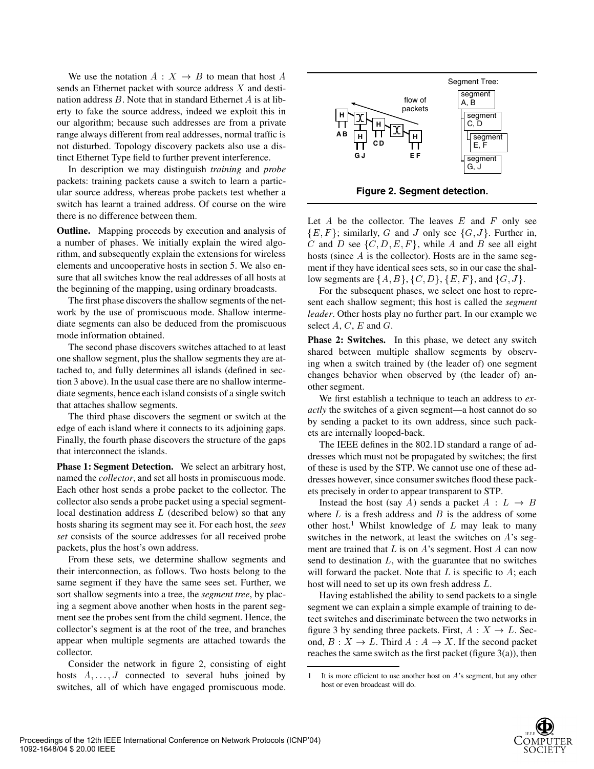We use the notation $A : X \to B$ to mean that host $A$ sends an Ethernet packet with source address $X$ and destination address $B$. Note that in standard Ethernet $A$ is at liberty to fake the source address, indeed we exploit this in our algorithm; because such addresses are from a private range always different from real addresses, normal traffic is not disturbed. Topology discovery packets also use a distinct Ethernet Type field to further prevent interference.

In description we may distinguish *training* and *probe* packets: training packets cause a switch to learn a particular source address, whereas probe packets test whether a switch has learnt a trained address. Of course on the wire there is no difference between them.

**Outline.** Mapping proceeds by execution and analysis of a number of phases. We initially explain the wired algorithm, and subsequently explain the extensions for wireless elements and uncooperative hosts in section 5. We also ensure that all switches know the real addresses of all hosts at the beginning of the mapping, using ordinary broadcasts.

The first phase discovers the shallow segments of the network by the use of promiscuous mode. Shallow intermediate segments can also be deduced from the promiscuous mode information obtained.

The second phase discovers switches attached to at least one shallow segment, plus the shallow segments they are attached to, and fully determines all islands (defined in section 3 above). In the usual case there are no shallow intermediate segments, hence each island consists of a single switch that attaches shallow segments.

The third phase discovers the segment or switch at the edge of each island where it connects to its adjoining gaps. Finally, the fourth phase discovers the structure of the gaps that interconnect the islands.

**Phase 1: Segment Detection.** We select an arbitrary host, named the *collector*, and set all hosts in promiscuous mode. Each other host sends a probe packet to the collector. The collector also sends a probe packet using a special segment-local destination address $L$ (described below) so that any hosts sharing its segment may see it. For each host, the *sees set* consists of the source addresses for all received probe packets, plus the host's own address.

From these sets, we determine shallow segments and their interconnection, as follows. Two hosts belong to the same segment if they have the same sees set. Further, we sort shallow segments into a tree, the *segment tree*, by placing a segment above another when hosts in the parent segment see the probes sent from the child segment. Hence, the collector's segment is at the root of the tree, and branches appear when multiple segments are attached towards the collector.

Consider the network in figure 2, consisting of eight hosts $A, \ldots, J$ connected to several hubs joined by switches, all of which have engaged promiscuous mode.

Segment Tree:
segment A, B
segment C, D
segment E, F
segment G, J
flow of packets
H
A B
H
G J
H
C D
H
E F

**Figure 2. Segment detection.**

Let $A$ be the collector. The leaves $E$ and $F$ only see $\{E, F\}$; similarly, $G$ and $J$ only see $\{G, J\}$. Further in, $C$ and $D$ see $\{C, D, E, F\}$, while $A$ and $B$ see all eight hosts (since $A$ is the collector). Hosts are in the same segment if they have identical sees sets, so in our case the shallow segments are $\{A, B\}, \{C, D\}, \{E, F\}$, and $\{G, J\}$.

For the subsequent phases, we select one host to represent each shallow segment; this host is called the *segment leader*. Other hosts play no further part. In our example we select $A$, $C$, $E$ and $G$.

**Phase 2: Switches.** In this phase, we detect any switch shared between multiple shallow segments by observing when a switch trained by (the leader of) one segment changes behavior when observed by (the leader of) another segment.

We first establish a technique to teach an address to *exactly* the switches of a given segment—a host cannot do so by sending a packet to its own address, since such packets are internally looped-back.

The IEEE defines in the 802.1D standard a range of addresses which must not be propagated by switches; the first of these is used by the STP. We cannot use one of these addresses however, since consumer switches flood these packets precisely in order to appear transparent to STP.

Instead the host (say $A$) sends a packet $A : L \to B$ where $L$ is a fresh address and $B$ is the address of some other host.[1] Whilst knowledge of $L$ may leak to many switches in the network, at least the switches on $A$'s segment are trained that $L$ is on $A$'s segment. Host $A$ can now send to destination $L$, with the guarantee that no switches will forward the packet. Note that $L$ is specific to $A$; each host will need to set up its own fresh address $L$.

Having established the ability to send packets to a single segment we can explain a simple example of training to detect switches and discriminate between the two networks in figure 3 by sending three packets. First, $A : X \to L$. Second, $B : X \to L$. Third $A : A \to X$. If the second packet reaches the same switch as the first packet (figure 3(a)), then

[1] It is more efficient to use another host on $A$'s segment, but any other host or even broadcast will do.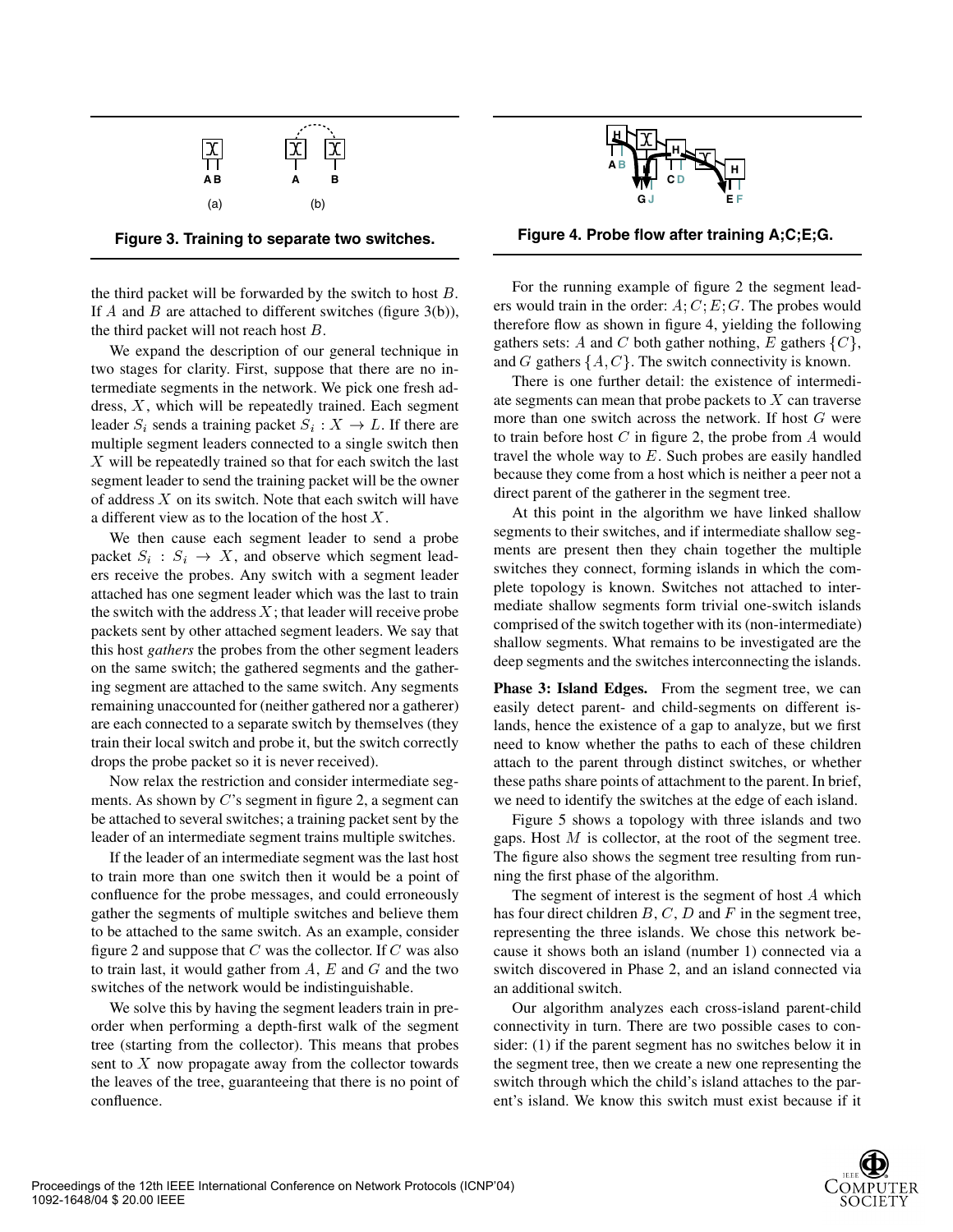**Figure 3. Training to separate two switches.**

**Figure 4. Probe flow after training A;C;E;G.**

the third packet will be forwarded by the switch to host $B$. If $A$ and $B$ are attached to different switches (figure 3(b)), the third packet will not reach host $B$.

We expand the description of our general technique in two stages for clarity. First, suppose that there are no intermediate segments in the network. We pick one fresh address, $X$, which will be repeatedly trained. Each segment leader $S_i$ sends a training packet $S_i : X \rightarrow L$. If there are multiple segment leaders connected to a single switch then $X$ will be repeatedly trained so that for each switch the last segment leader to send the training packet will be the owner of address $X$ on its switch. Note that each switch will have a different view as to the location of the host $X$.

We then cause each segment leader to send a probe packet $S_i : S_i \rightarrow X$, and observe which segment leaders receive the probes. Any switch with a segment leader attached has one segment leader which was the last to train the switch with the address $X$; that leader will receive probe packets sent by other attached segment leaders. We say that this host *gathers* the probes from the other segment leaders on the same switch; the gathered segments and the gathering segment are attached to the same switch. Any segments remaining unaccounted for (neither gathered nor a gatherer) are each connected to a separate switch by themselves (they train their local switch and probe it, but the switch correctly drops the probe packet so it is never received).

Now relax the restriction and consider intermediate segments. As shown by $C$'s segment in figure 2, a segment can be attached to several switches; a training packet sent by the leader of an intermediate segment trains multiple switches.

If the leader of an intermediate segment was the last host to train more than one switch then it would be a point of confluence for the probe messages, and could erroneously gather the segments of multiple switches and believe them to be attached to the same switch. As an example, consider figure 2 and suppose that $C$ was the collector. If $C$ was also to train last, it would gather from $A$, $E$ and $G$ and the two switches of the network would be indistinguishable.

We solve this by having the segment leaders train in preorder when performing a depth-first walk of the segment tree (starting from the collector). This means that probes sent to $X$ now propagate away from the collector towards the leaves of the tree, guaranteeing that there is no point of confluence.

For the running example of figure 2 the segment leaders would train in the order: $A; C; E; G$. The probes would therefore flow as shown in figure 4, yielding the following gathers sets: $A$ and $C$ both gather nothing, $E$ gathers $\{C\}$, and $G$ gathers $\{A, C\}$. The switch connectivity is known.

There is one further detail: the existence of intermediate segments can mean that probe packets to $X$ can traverse more than one switch across the network. If host $G$ were to train before host $C$ in figure 2, the probe from $A$ would travel the whole way to $E$. Such probes are easily handled because they come from a host which is neither a peer not a direct parent of the gatherer in the segment tree.

At this point in the algorithm we have linked shallow segments to their switches, and if intermediate shallow segments are present then they chain together the multiple switches they connect, forming islands in which the complete topology is known. Switches not attached to intermediate shallow segments form trivial one-switch islands comprised of the switch together with its (non-intermediate) shallow segments. What remains to be investigated are the deep segments and the switches interconnecting the islands.

**Phase 3: Island Edges.** From the segment tree, we can easily detect parent- and child-segments on different islands, hence the existence of a gap to analyze, but we first need to know whether the paths to each of these children attach to the parent through distinct switches, or whether these paths share points of attachment to the parent. In brief, we need to identify the switches at the edge of each island.

Figure 5 shows a topology with three islands and two gaps. Host $M$ is collector, at the root of the segment tree. The figure also shows the segment tree resulting from running the first phase of the algorithm.

The segment of interest is the segment of host $A$ which has four direct children $B$, $C$, $D$ and $F$ in the segment tree, representing the three islands. We chose this network because it shows both an island (number 1) connected via a switch discovered in Phase 2, and an island connected via an additional switch.

Our algorithm analyzes each cross-island parent-child connectivity in turn. There are two possible cases to consider: (1) if the parent segment has no switches below it in the segment tree, then we create a new one representing the switch through which the child's island attaches to the parent's island. We know this switch must exist because if it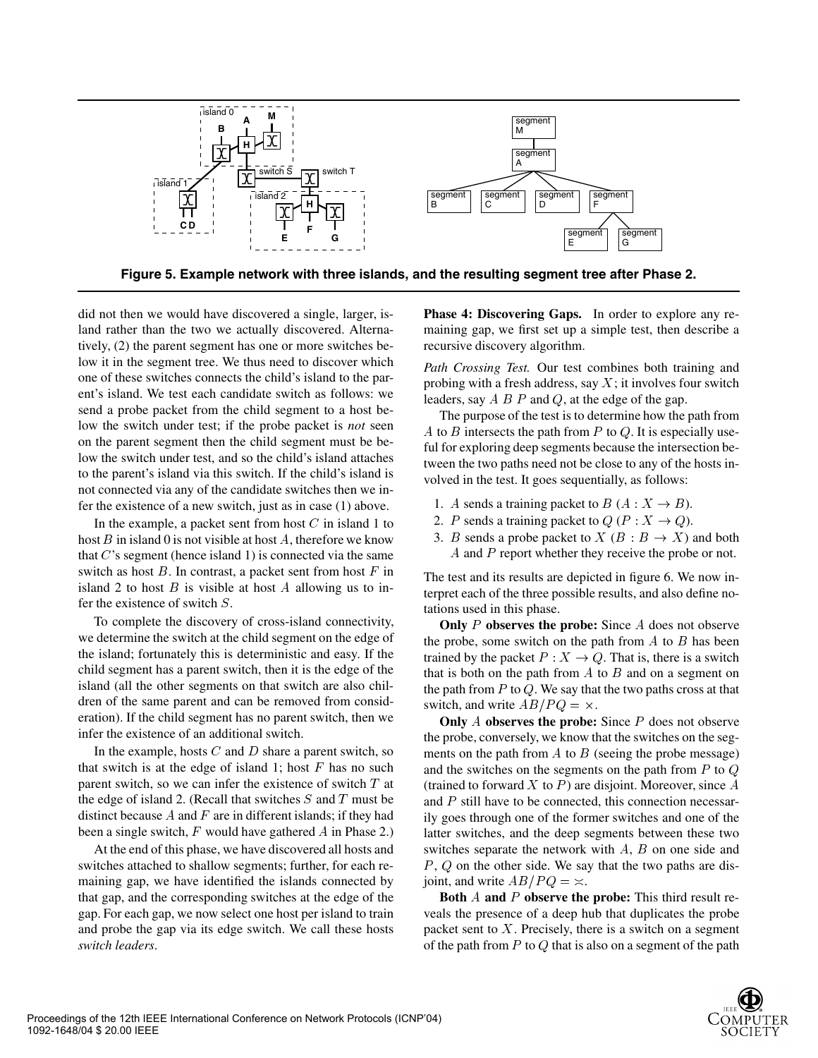**Figure 5. Example network with three islands, and the resulting segment tree after Phase 2.**

did not then we would have discovered a single, larger, island rather than the two we actually discovered. Alternatively, (2) the parent segment has one or more switches below it in the segment tree. We thus need to discover which one of these switches connects the child's island to the parent's island. We test each candidate switch as follows: we send a probe packet from the child segment to a host below the switch under test; if the probe packet is *not* seen on the parent segment then the child segment must be below the switch under test, and so the child's island attaches to the parent's island via this switch. If the child's island is not connected via any of the candidate switches then we infer the existence of a new switch, just as in case (1) above.

In the example, a packet sent from host $C$ in island 1 to host $B$ in island 0 is not visible at host $A$, therefore we know that $C$'s segment (hence island 1) is connected via the same switch as host $B$. In contrast, a packet sent from host $F$ in island 2 to host $B$ is visible at host $A$ allowing us to infer the existence of switch $S$.

To complete the discovery of cross-island connectivity, we determine the switch at the child segment on the edge of the island; fortunately this is deterministic and easy. If the child segment has a parent switch, then it is the edge of the island (all the other segments on that switch are also children of the same parent and can be removed from consideration). If the child segment has no parent switch, then we infer the existence of an additional switch.

In the example, hosts $C$ and $D$ share a parent switch, so that switch is at the edge of island 1; host $F$ has no such parent switch, so we can infer the existence of switch $T$ at the edge of island 2. (Recall that switches $S$ and $T$ must be distinct because $A$ and $F$ are in different islands; if they had been a single switch, $F$ would have gathered $A$ in Phase 2.)

At the end of this phase, we have discovered all hosts and switches attached to shallow segments; further, for each remaining gap, we have identified the islands connected by that gap, and the corresponding switches at the edge of the gap. For each gap, we now select one host per island to train and probe the gap via its edge switch. We call these hosts *switch leaders*.

**Phase 4: Discovering Gaps.** In order to explore any remaining gap, we first set up a simple test, then describe a recursive discovery algorithm.

*Path Crossing Test.* Our test combines both training and probing with a fresh address, say $X$; it involves four switch leaders, say $A$ $B$ $P$ and $Q$, at the edge of the gap.

The purpose of the test is to determine how the path from $A$ to $B$ intersects the path from $P$ to $Q$. It is especially useful for exploring deep segments because the intersection between the two paths need not be close to any of the hosts involved in the test. It goes sequentially, as follows:

1. $A$ sends a training packet to $B$ ($A : X \to B$).
2. $P$ sends a training packet to $Q$ ($P : X \to Q$).
3. $B$ sends a probe packet to $X$ ($B : B \to X$) and both $A$ and $P$ report whether they receive the probe or not.

The test and its results are depicted in figure 6. We now interpret each of the three possible results, and also define notations used in this phase.

**Only $P$ observes the probe:** Since $A$ does not observe the probe, some switch on the path from $A$ to $B$ has been trained by the packet $P : X \to Q$. That is, there is a switch that is both on the path from $A$ to $B$ and on a segment on the path from $P$ to $Q$. We say that the two paths cross at that switch, and write $AB/PQ = \times$.

**Only $A$ observes the probe:** Since $P$ does not observe the probe, conversely, we know that the switches on the segments on the path from $A$ to $B$ (seeing the probe message) and the switches on the segments on the path from $P$ to $Q$ (trained to forward $X$ to $P$) are disjoint. Moreover, since $A$ and $P$ still have to be connected, this connection necessarily goes through one of the former switches and one of the latter switches, and the deep segments between these two switches separate the network with $A$, $B$ on one side and $P$, $Q$ on the other side. We say that the two paths are disjoint, and write $AB/PQ = \asymp$.

**Both $A$ and $P$ observe the probe:** This third result reveals the presence of a deep hub that duplicates the probe packet sent to $X$. Precisely, there is a switch on a segment of the path from $P$ to $Q$ that is also on a segment of the path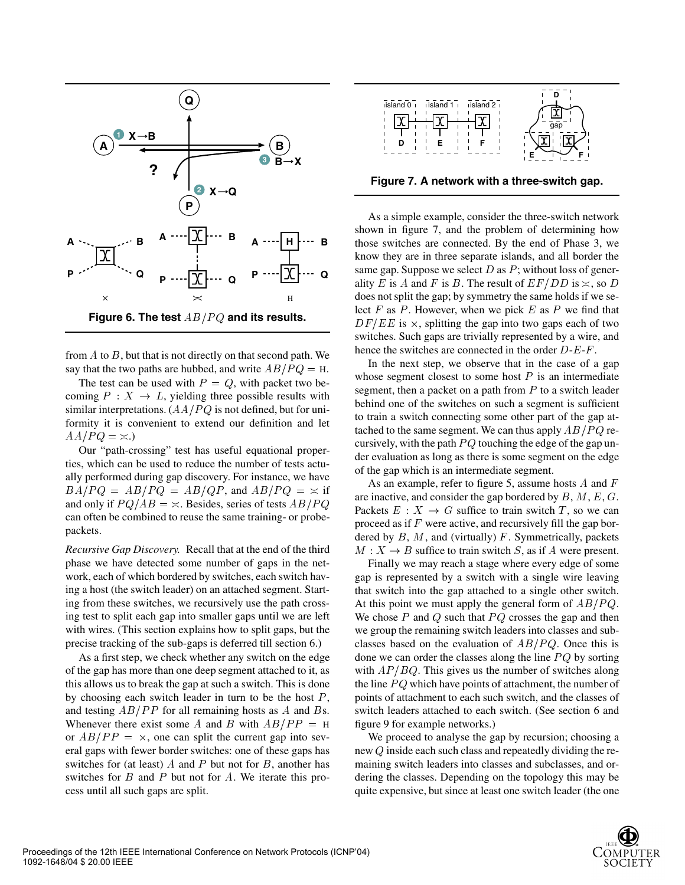Figure 6. The test $AB/PQ$ and its results.

from $A$ to $B$, but that is not directly on that second path. We say that the two paths are hubbed, and write $AB/PQ = \text{H}$.

The test can be used with $P = Q$, with packet two becoming $P : X \to L$, yielding three possible results with similar interpretations. ($AA/PQ$ is not defined, but for uniformity it is convenient to extend our definition and let $AA/PQ = \asymp$.)

Our "path-crossing" test has useful equational properties, which can be used to reduce the number of tests actually performed during gap discovery. For instance, we have $BA/PQ = AB/PQ = AB/QP$, and $AB/PQ = \asymp$ if and only if $PQ/AB = \asymp$. Besides, series of tests $AB/PQ$ can often be combined to reuse the same training- or probe-packets.

*Recursive Gap Discovery.* Recall that at the end of the third phase we have detected some number of gaps in the network, each of which bordered by switches, each switch having a host (the switch leader) on an attached segment. Starting from these switches, we recursively use the path crossing test to split each gap into smaller gaps until we are left with wires. (This section explains how to split gaps, but the precise tracking of the sub-gaps is deferred till section 6.)

As a first step, we check whether any switch on the edge of the gap has more than one deep segment attached to it, as this allows us to break the gap at such a switch. This is done by choosing each switch leader in turn to be the host $P$, and testing $AB/PP$ for all remaining hosts as $A$ and $B$s. Whenever there exist some $A$ and $B$ with $AB/PP = \text{H}$ or $AB/PP = \times$, one can split the current gap into several gaps with fewer border switches: one of these gaps has switches for (at least) $A$ and $P$ but not for $B$, another has switches for $B$ and $P$ but not for $A$. We iterate this process until all such gaps are split.

Figure 7. A network with a three-switch gap.

As a simple example, consider the three-switch network shown in figure 7, and the problem of determining how those switches are connected. By the end of Phase 3, we know they are in three separate islands, and all border the same gap. Suppose we select $D$ as $P$; without loss of generality $E$ is $A$ and $F$ is $B$. The result of $EF/DD$ is $\asymp$, so $D$ does not split the gap; by symmetry the same holds if we select $F$ as $P$. However, when we pick $E$ as $P$ we find that $DF/EE$ is $\times$, splitting the gap into two gaps each of two switches. Such gaps are trivially represented by a wire, and hence the switches are connected in the order $D$-$E$-$F$.

In the next step, we observe that in the case of a gap whose segment closest to some host $P$ is an intermediate segment, then a packet on a path from $P$ to a switch leader behind one of the switches on such a segment is sufficient to train a switch connecting some other part of the gap attached to the same segment. We can thus apply $AB/PQ$ recursively, with the path $PQ$ touching the edge of the gap under evaluation as long as there is some segment on the edge of the gap which is an intermediate segment.

As an example, refer to figure 5, assume hosts $A$ and $F$ are inactive, and consider the gap bordered by $B$, $M$, $E$, $G$. Packets $E : X \to G$ suffice to train switch $T$, so we can proceed as if $F$ were active, and recursively fill the gap bordered by $B$, $M$, and (virtually) $F$. Symmetrically, packets $M : X \to B$ suffice to train switch $S$, as if $A$ were present.

Finally we may reach a stage where every edge of some gap is represented by a switch with a single wire leaving that switch into the gap attached to a single other switch. At this point we must apply the general form of $AB/PQ$. We chose $P$ and $Q$ such that $PQ$ crosses the gap and then we group the remaining switch leaders into classes and subclasses based on the evaluation of $AB/PQ$. Once this is done we can order the classes along the line $PQ$ by sorting with $AP/BQ$. This gives us the number of switches along the line $PQ$ which have points of attachment, the number of points of attachment to each such switch, and the classes of switch leaders attached to each switch. (See section 6 and figure 9 for example networks.)

We proceed to analyse the gap by recursion; choosing a new $Q$ inside each such class and repeatedly dividing the remaining switch leaders into classes and subclasses, and ordering the classes. Depending on the topology this may be quite expensive, but since at least one switch leader (the one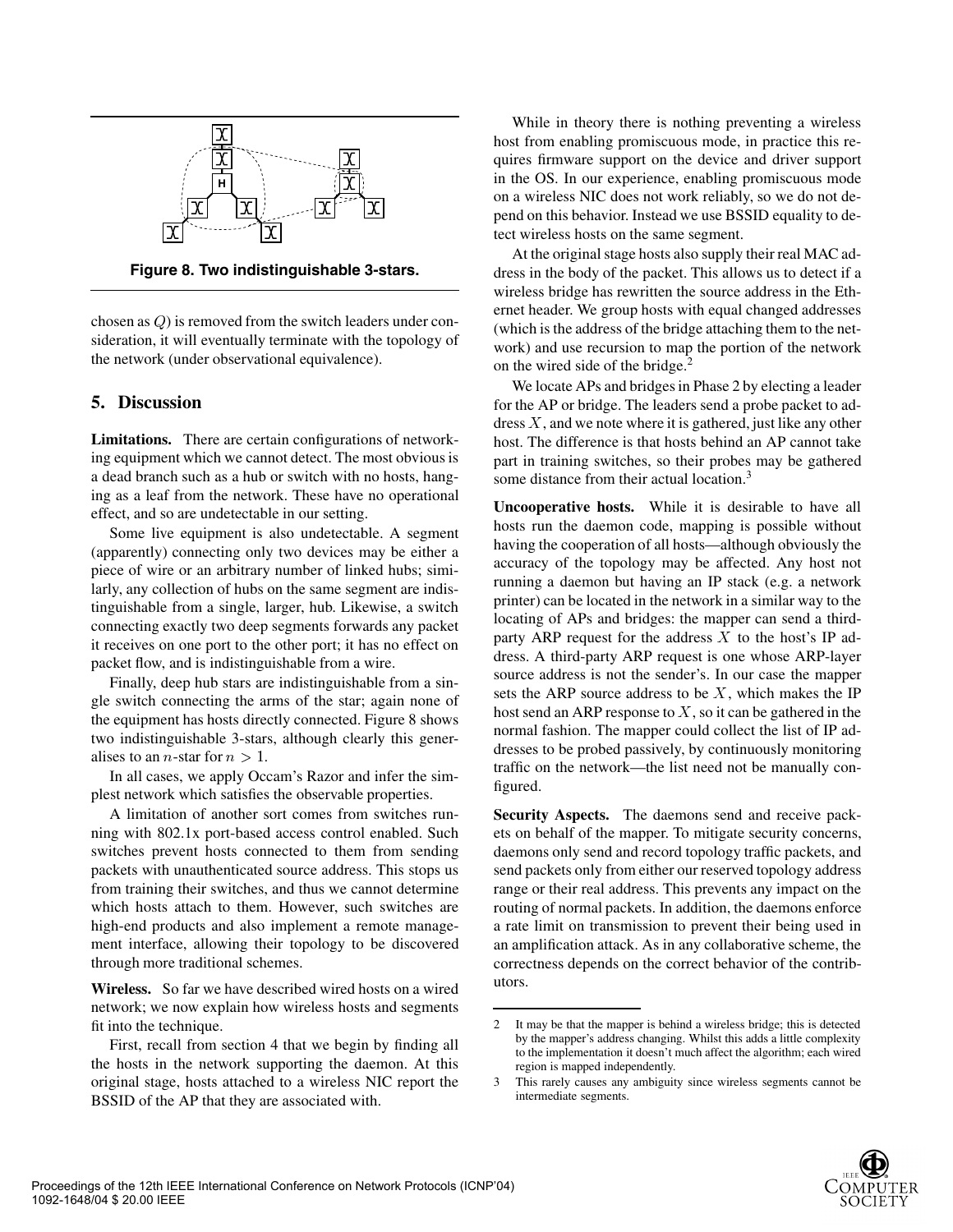**Figure 8. Two indistinguishable 3-stars.**

chosen as $Q$) is removed from the switch leaders under consideration, it will eventually terminate with the topology of the network (under observational equivalence).

## 5. Discussion

**Limitations.** There are certain configurations of networking equipment which we cannot detect. The most obvious is a dead branch such as a hub or switch with no hosts, hanging as a leaf from the network. These have no operational effect, and so are undetectable in our setting.

Some live equipment is also undetectable. A segment (apparently) connecting only two devices may be either a piece of wire or an arbitrary number of linked hubs; similarly, any collection of hubs on the same segment are indistinguishable from a single, larger, hub. Likewise, a switch connecting exactly two deep segments forwards any packet it receives on one port to the other port; it has no effect on packet flow, and is indistinguishable from a wire.

Finally, deep hub stars are indistinguishable from a single switch connecting the arms of the star; again none of the equipment has hosts directly connected. Figure 8 shows two indistinguishable 3-stars, although clearly this generalises to an $n$-star for $n > 1$.

In all cases, we apply Occam's Razor and infer the simplest network which satisfies the observable properties.

A limitation of another sort comes from switches running with 802.1x port-based access control enabled. Such switches prevent hosts connected to them from sending packets with unauthenticated source address. This stops us from training their switches, and thus we cannot determine which hosts attach to them. However, such switches are high-end products and also implement a remote management interface, allowing their topology to be discovered through more traditional schemes.

**Wireless.** So far we have described wired hosts on a wired network; we now explain how wireless hosts and segments fit into the technique.

First, recall from section 4 that we begin by finding all the hosts in the network supporting the daemon. At this original stage, hosts attached to a wireless NIC report the BSSID of the AP that they are associated with.

While in theory there is nothing preventing a wireless host from enabling promiscuous mode, in practice this requires firmware support on the device and driver support in the OS. In our experience, enabling promiscuous mode on a wireless NIC does not work reliably, so we do not depend on this behavior. Instead we use BSSID equality to detect wireless hosts on the same segment.

At the original stage hosts also supply their real MAC address in the body of the packet. This allows us to detect if a wireless bridge has rewritten the source address in the Ethernet header. We group hosts with equal changed addresses (which is the address of the bridge attaching them to the network) and use recursion to map the portion of the network on the wired side of the bridge.[2]

We locate APs and bridges in Phase 2 by electing a leader for the AP or bridge. The leaders send a probe packet to address $X$, and we note where it is gathered, just like any other host. The difference is that hosts behind an AP cannot take part in training switches, so their probes may be gathered some distance from their actual location.[3]

**Uncooperative hosts.** While it is desirable to have all hosts run the daemon code, mapping is possible without having the cooperation of all hosts—although obviously the accuracy of the topology may be affected. Any host not running a daemon but having an IP stack (e.g. a network printer) can be located in the network in a similar way to the locating of APs and bridges: the mapper can send a third-party ARP request for the address $X$ to the host's IP address. A third-party ARP request is one whose ARP-layer source address is not the sender's. In our case the mapper sets the ARP source address to be $X$, which makes the IP host send an ARP response to $X$, so it can be gathered in the normal fashion. The mapper could collect the list of IP addresses to be probed passively, by continuously monitoring traffic on the network—the list need not be manually configured.

**Security Aspects.** The daemons send and receive packets on behalf of the mapper. To mitigate security concerns, daemons only send and record topology traffic packets, and send packets only from either our reserved topology address range or their real address. This prevents any impact on the routing of normal packets. In addition, the daemons enforce a rate limit on transmission to prevent their being used in an amplification attack. As in any collaborative scheme, the correctness depends on the correct behavior of the contributors.

---

2 It may be that the mapper is behind a wireless bridge; this is detected by the mapper's address changing. Whilst this adds a little complexity to the implementation it doesn't much affect the algorithm; each wired region is mapped independently.

3 This rarely causes any ambiguity since wireless segments cannot be intermediate segments.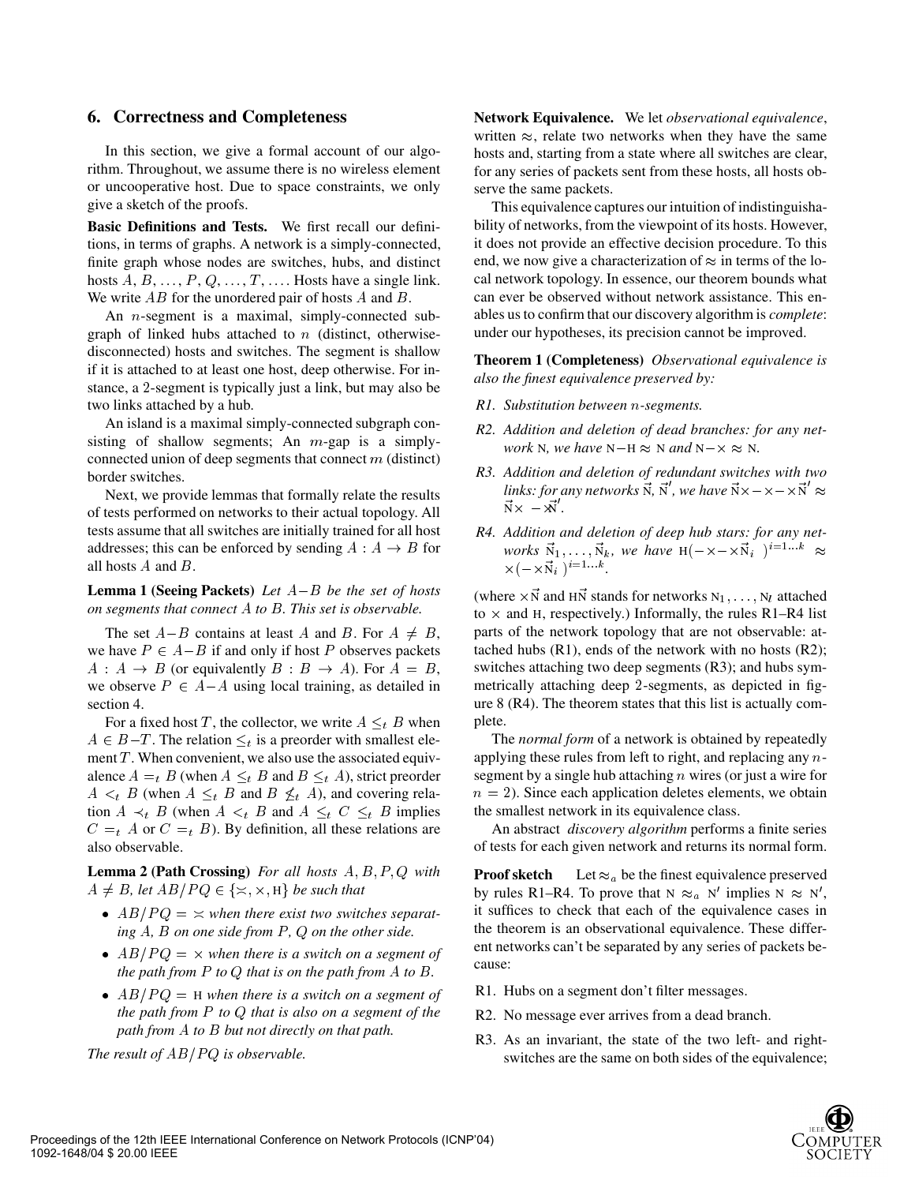## 6. Correctness and Completeness

In this section, we give a formal account of our algorithm. Throughout, we assume there is no wireless element or uncooperative host. Due to space constraints, we only give a sketch of the proofs.

**Basic Definitions and Tests.** We first recall our definitions, in terms of graphs. A network is a simply-connected, finite graph whose nodes are switches, hubs, and distinct hosts $A$, $B$, ..., $P$, $Q$, ..., $T$, .... Hosts have a single link. We write $AB$ for the unordered pair of hosts $A$ and $B$.

An $n$-segment is a maximal, simply-connected subgraph of linked hubs attached to $n$ (distinct, otherwise-disconnected) hosts and switches. The segment is shallow if it is attached to at least one host, deep otherwise. For instance, a 2-segment is typically just a link, but may also be two links attached by a hub.

An island is a maximal simply-connected subgraph consisting of shallow segments; An $m$-gap is a simply-connected union of deep segments that connect $m$ (distinct) border switches.

Next, we provide lemmas that formally relate the results of tests performed on networks to their actual topology. All tests assume that all switches are initially trained for all host addresses; this can be enforced by sending $A : A \rightarrow B$ for all hosts $A$ and $B$.

**Lemma 1 (Seeing Packets)** *Let $A{-}B$ be the set of hosts on segments that connect $A$ to $B$. This set is observable.*

The set $A{-}B$ contains at least $A$ and $B$. For $A \neq B$, we have $P \in A{-}B$ if and only if host $P$ observes packets $A : A \rightarrow B$ (or equivalently $B : B \rightarrow A$). For $A = B$, we observe $P \in A{-}A$ using local training, as detailed in section 4.

For a fixed host $T$, the collector, we write $A \leq_t B$ when $A \in B{-}T$. The relation $\leq_t$ is a preorder with smallest element $T$. When convenient, we also use the associated equivalence $A =_t B$ (when $A \leq_t B$ and $B \leq_t A$), strict preorder $A <_t B$ (when $A \leq_t B$ and $B \not\leq_t A$), and covering relation $A \prec_t B$ (when $A <_t B$ and $A \leq_t C \leq_t B$ implies $C =_t A$ or $C =_t B$). By definition, all these relations are also observable.

**Lemma 2 (Path Crossing)** *For all hosts $A, B, P, Q$ with $A \neq B$, let $AB/PQ \in \{\asymp, \times, \text{H}\}$ be such that*

- *$AB/PQ = \asymp$ when there exist two switches separating $A$, $B$ on one side from $P$, $Q$ on the other side.*
- *$AB/PQ = \times$ when there is a switch on a segment of the path from $P$ to $Q$ that is on the path from $A$ to $B$.*
- *$AB/PQ = \text{H}$ when there is a switch on a segment of the path from $P$ to $Q$ that is also on a segment of the path from $A$ to $B$ but not directly on that path.*

*The result of $AB/PQ$ is observable.*

**Network Equivalence.** We let *observational equivalence*, written $\approx$, relate two networks when they have the same hosts and, starting from a state where all switches are clear, for any series of packets sent from these hosts, all hosts observe the same packets.

This equivalence captures our intuition of indistinguishability of networks, from the viewpoint of its hosts. However, it does not provide an effective decision procedure. To this end, we now give a characterization of $\approx$ in terms of the local network topology. In essence, our theorem bounds what can ever be observed without network assistance. This enables us to confirm that our discovery algorithm is *complete*: under our hypotheses, its precision cannot be improved.

**Theorem 1 (Completeness)** *Observational equivalence is also the finest equivalence preserved by:*

*R1. Substitution between $n$-segments.*

*R2. Addition and deletion of dead branches: for any network $\text{N}$, we have $\text{N}{-}\text{H} \approx \text{N}$ and $\text{N}{-}\times \approx \text{N}$.*

*R3. Addition and deletion of redundant switches with two links: for any networks $\vec{\text{N}}$, $\vec{\text{N}}'$, we have $\vec{\text{N}}\times{-}\times{-}\times\vec{\text{N}}' \approx \vec{\text{N}}\times\ {-}\times\vec{\text{N}}'$.*

*R4. Addition and deletion of deep hub stars: for any networks $\vec{\text{N}}_1, \ldots, \vec{\text{N}}_k$, we have $\text{H}({-}\times{-}\times\vec{\text{N}}_i\ )^{i=1\ldots k} \approx \times({-}\times\vec{\text{N}}_i\ )^{i=1\ldots k}$.*

(where $\times\vec{\text{N}}$ and $\text{H}\vec{\text{N}}$ stands for networks $\text{N}_1, \ldots, \text{N}_l$ attached to $\times$ and $\text{H}$, respectively.) Informally, the rules R1–R4 list parts of the network topology that are not observable: attached hubs (R1), ends of the network with no hosts (R2); switches attaching two deep segments (R3); and hubs symmetrically attaching deep 2-segments, as depicted in figure 8 (R4). The theorem states that this list is actually complete.

The *normal form* of a network is obtained by repeatedly applying these rules from left to right, and replacing any $n$-segment by a single hub attaching $n$ wires (or just a wire for $n = 2$). Since each application deletes elements, we obtain the smallest network in its equivalence class.

An abstract *discovery algorithm* performs a finite series of tests for each given network and returns its normal form.

**Proof sketch** Let $\approx_a$ be the finest equivalence preserved by rules R1–R4. To prove that $\text{N} \approx_a \text{N}'$ implies $\text{N} \approx \text{N}'$, it suffices to check that each of the equivalence cases in the theorem is an observational equivalence. These different networks can't be separated by any series of packets because:

- R1. Hubs on a segment don't filter messages.
- R2. No message ever arrives from a dead branch.
- R3. As an invariant, the state of the two left- and right-switches are the same on both sides of the equivalence;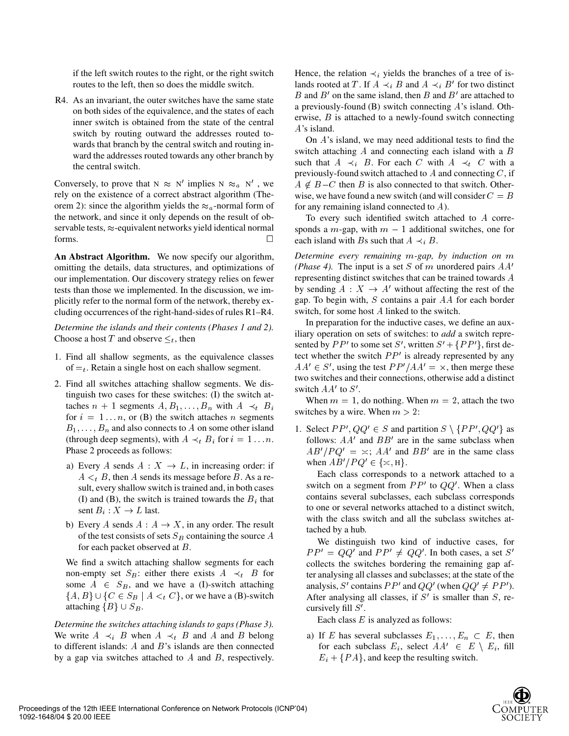if the left switch routes to the right, or the right switch routes to the left, then so does the middle switch.

R4. As an invariant, the outer switches have the same state on both sides of the equivalence, and the states of each inner switch is obtained from the state of the central switch by routing outward the addresses routed towards that branch by the central switch and routing inward the addresses routed towards any other branch by the central switch.

Conversely, to prove that $\text{N} \approx \text{N}'$ implies $\text{N} \approx_a \text{N}'$, we rely on the existence of a correct abstract algorithm (Theorem 2): since the algorithm yields the $\approx_a$-normal form of the network, and since it only depends on the result of observable tests, $\approx$-equivalent networks yield identical normal forms. □

**An Abstract Algorithm.** We now specify our algorithm, omitting the details, data structures, and optimizations of our implementation. Our discovery strategy relies on fewer tests than those we implemented. In the discussion, we implicitly refer to the normal form of the network, thereby excluding occurrences of the right-hand-sides of rules R1–R4.

*Determine the islands and their contents (Phases 1 and 2).* Choose a host $T$ and observe $\leq_t$, then

1. Find all shallow segments, as the equivalence classes of $=_t$. Retain a single host on each shallow segment.
2. Find all switches attaching shallow segments. We distinguish two cases for these switches: (I) the switch attaches $n + 1$ segments $A, B_1, \ldots, B_n$ with $A \prec_t B_i$ for $i = 1 \ldots n$, or (B) the switch attaches $n$ segments $B_1, \ldots, B_n$ and also connects to $A$ on some other island (through deep segments), with $A \prec_t B_i$ for $i = 1 \ldots n$. Phase 2 proceeds as follows:
   a) Every $A$ sends $A : X \to L$, in increasing order: if $A <_t B$, then $A$ sends its message before $B$. As a result, every shallow switch is trained and, in both cases (I) and (B), the switch is trained towards the $B_i$ that sent $B_i : X \to L$ last.
   b) Every $A$ sends $A : A \to X$, in any order. The result of the test consists of sets $S_B$ containing the source $A$ for each packet observed at $B$.

   We find a switch attaching shallow segments for each non-empty set $S_B$: either there exists $A \prec_t B$ for some $A \in S_B$, and we have a (I)-switch attaching $\{A, B\} \cup \{C \in S_B \mid A <_t C\}$, or we have a (B)-switch attaching $\{B\} \cup S_B$.

*Determine the switches attaching islands to gaps (Phase 3).* We write $A \prec_i B$ when $A \prec_t B$ and $A$ and $B$ belong to different islands: $A$ and $B$'s islands are then connected by a gap via switches attached to $A$ and $B$, respectively. Hence, the relation $\prec_i$ yields the branches of a tree of islands rooted at $T$. If $A \prec_i B$ and $A \prec_i B'$ for two distinct $B$ and $B'$ on the same island, then $B$ and $B'$ are attached to a previously-found (B) switch connecting $A$'s island. Otherwise, $B$ is attached to a newly-found switch connecting $A$'s island.

On $A$'s island, we may need additional tests to find the switch attaching $A$ and connecting each island with a $B$ such that $A \prec_i B$. For each $C$ with $A \prec_t C$ with a previously-found switch attached to $A$ and connecting $C$, if $A \notin B{-}C$ then $B$ is also connected to that switch. Otherwise, we have found a new switch (and will consider $C = B$ for any remaining island connected to $A$).

To every such identified switch attached to $A$ corresponds a $m$-gap, with $m - 1$ additional switches, one for each island with $B$s such that $A \prec_i B$.

*Determine every remaining $m$-gap, by induction on $m$ (Phase 4).* The input is a set $S$ of $m$ unordered pairs $AA'$ representing distinct switches that can be trained towards $A$ by sending $A : X \to A'$ without affecting the rest of the gap. To begin with, $S$ contains a pair $AA$ for each border switch, for some host $A$ linked to the switch.

In preparation for the inductive cases, we define an auxiliary operation on sets of switches: to *add* a switch represented by $PP'$ to some set $S'$, written $S' + \{PP'\}$, first detect whether the switch $PP'$ is already represented by any $AA' \in S'$, using the test $PP'/AA' = \times$, then merge these two switches and their connections, otherwise add a distinct switch $AA'$ to $S'$.

When $m = 1$, do nothing. When $m = 2$, attach the two switches by a wire. When $m > 2$:

1. Select $PP', QQ' \in S$ and partition $S \setminus \{PP', QQ'\}$ as follows: $AA'$ and $BB'$ are in the same subclass when $AB'/PQ' = \asymp$; $AA'$ and $BB'$ are in the same class when $AB'/PQ' \in \{\asymp, \text{H}\}$.

   Each class corresponds to a network attached to a switch on a segment from $PP'$ to $QQ'$. When a class contains several subclasses, each subclass corresponds to one or several networks attached to a distinct switch, with the class switch and all the subclass switches attached by a hub.

   We distinguish two kind of inductive cases, for $PP' = QQ'$ and $PP' \neq QQ'$. In both cases, a set $S'$ collects the switches bordering the remaining gap after analysing all classes and subclasses; at the state of the analysis, $S'$ contains $PP'$ and $QQ'$ (when $QQ' \neq PP'$). After analysing all classes, if $S'$ is smaller than $S$, recursively fill $S'$.

   Each class $E$ is analyzed as follows:

   a) If $E$ has several subclasses $E_1, \ldots, E_n \subset E$, then for each subclass $E_i$, select $AA' \in E \setminus E_i$, fill $E_i + \{PA\}$, and keep the resulting switch.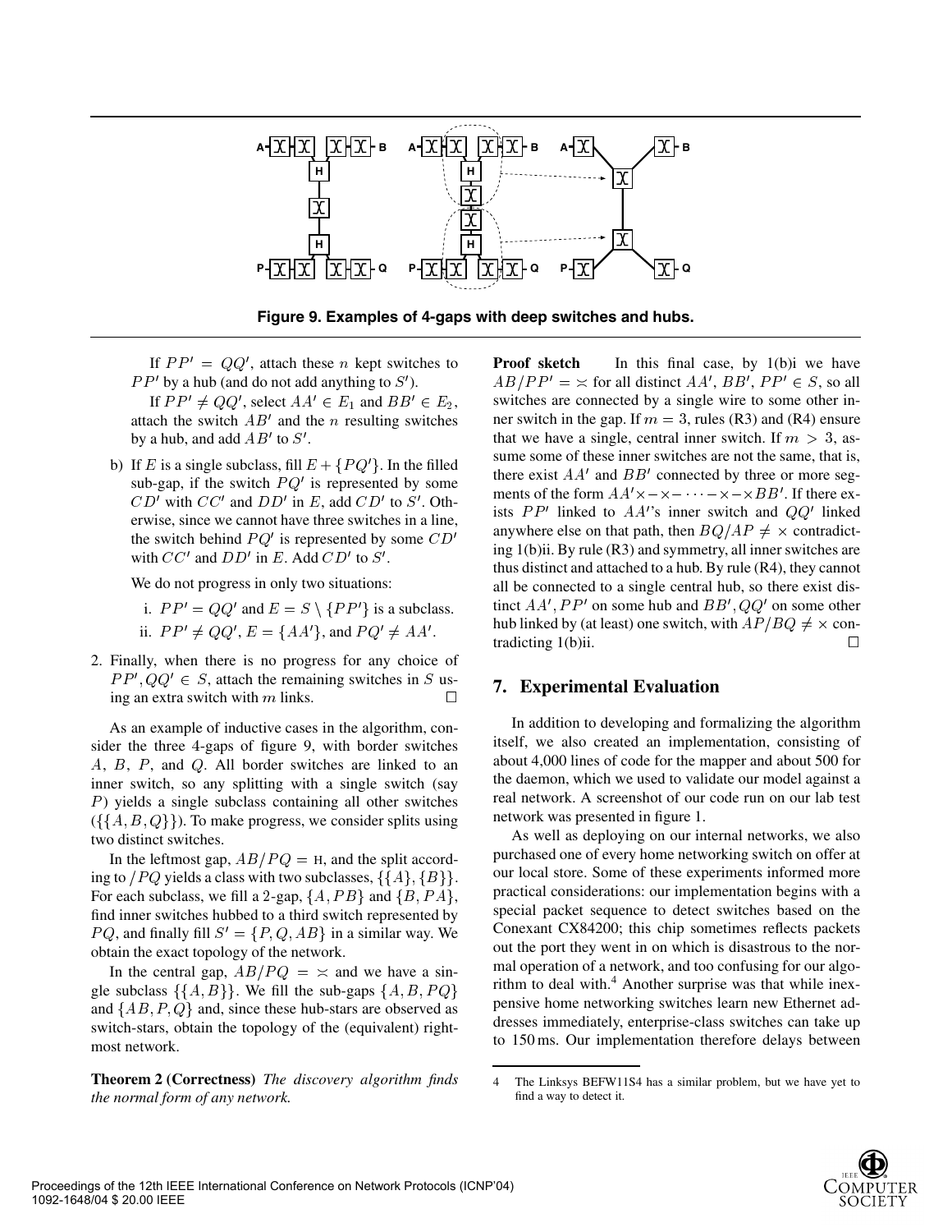Figure 9. Examples of 4-gaps with deep switches and hubs.

If $PP' = QQ'$, attach these $n$ kept switches to $PP'$ by a hub (and do not add anything to $S'$).

If $PP' \neq QQ'$, select $AA' \in E_1$ and $BB' \in E_2$, attach the switch $AB'$ and the $n$ resulting switches by a hub, and add $AB'$ to $S'$.

b) If $E$ is a single subclass, fill $E + \{PQ'\}$. In the filled sub-gap, if the switch $PQ'$ is represented by some $CD'$ with $CC'$ and $DD'$ in $E$, add $CD'$ to $S'$. Otherwise, since we cannot have three switches in a line, the switch behind $PQ'$ is represented by some $CD'$ with $CC'$ and $DD'$ in $E$. Add $CD'$ to $S'$.

We do not progress in only two situations:

i. $PP' = QQ'$ and $E = S \setminus \{PP'\}$ is a subclass.

ii. $PP' \neq QQ'$, $E = \{AA'\}$, and $PQ' \neq AA'$.

2. Finally, when there is no progress for any choice of $PP', QQ' \in S$, attach the remaining switches in $S$ using an extra switch with $m$ links. □

As an example of inductive cases in the algorithm, consider the three 4-gaps of figure 9, with border switches $A$, $B$, $P$, and $Q$. All border switches are linked to an inner switch, so any splitting with a single switch (say $P$) yields a single subclass containing all other switches ($\{\{A, B, Q\}\}$). To make progress, we consider splits using two distinct switches.

In the leftmost gap, $AB/PQ = \text{H}$, and the split according to $/PQ$ yields a class with two subclasses, $\{\{A\}, \{B\}\}$. For each subclass, we fill a 2-gap, $\{A, PB\}$ and $\{B, PA\}$, find inner switches hubbed to a third switch represented by $PQ$, and finally fill $S' = \{P, Q, AB\}$ in a similar way. We obtain the exact topology of the network.

In the central gap, $AB/PQ = \asymp$ and we have a single subclass $\{\{A, B\}\}$. We fill the sub-gaps $\{A, B, PQ\}$ and $\{AB, P, Q\}$ and, since these hub-stars are observed as switch-stars, obtain the topology of the (equivalent) rightmost network.

**Theorem 2 (Correctness)** *The discovery algorithm finds the normal form of any network.*

**Proof sketch** In this final case, by 1(b)i we have $AB/PP' = \asymp$ for all distinct $AA'$, $BB'$, $PP' \in S$, so all switches are connected by a single wire to some other inner switch in the gap. If $m = 3$, rules (R3) and (R4) ensure that we have a single, central inner switch. If $m > 3$, assume some of these inner switches are not the same, that is, there exist $AA'$ and $BB'$ connected by three or more segments of the form $AA' \times - \times - \cdots - \times - \times BB'$. If there exists $PP'$ linked to $AA'$'s inner switch and $QQ'$ linked anywhere else on that path, then $BQ/AP \neq \times$ contradicting 1(b)ii. By rule (R3) and symmetry, all inner switches are thus distinct and attached to a hub. By rule (R4), they cannot all be connected to a single central hub, so there exist distinct $AA', PP'$ on some hub and $BB', QQ'$ on some other hub linked by (at least) one switch, with $AP/BQ \neq \times$ contradicting 1(b)ii. □

## 7. Experimental Evaluation

In addition to developing and formalizing the algorithm itself, we also created an implementation, consisting of about 4,000 lines of code for the mapper and about 500 for the daemon, which we used to validate our model against a real network. A screenshot of our code run on our lab test network was presented in figure 1.

As well as deploying on our internal networks, we also purchased one of every home networking switch on offer at our local store. Some of these experiments informed more practical considerations: our implementation begins with a special packet sequence to detect switches based on the Conexant CX84200; this chip sometimes reflects packets out the port they went in on which is disastrous to the normal operation of a network, and too confusing for our algorithm to deal with.[4] Another surprise was that while inexpensive home networking switches learn new Ethernet addresses immediately, enterprise-class switches can take up to 150 ms. Our implementation therefore delays between

4 The Linksys BEFW11S4 has a similar problem, but we have yet to find a way to detect it.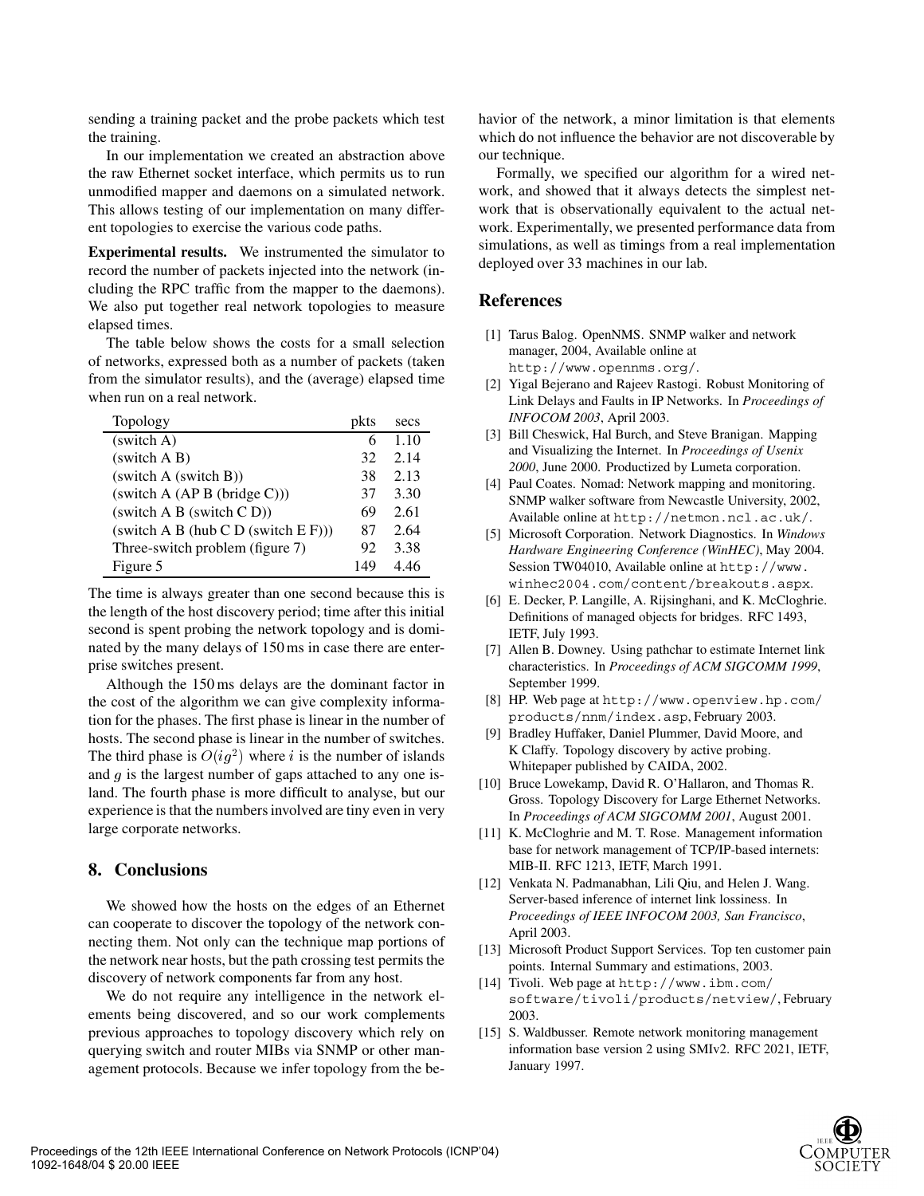sending a training packet and the probe packets which test the training.

In our implementation we created an abstraction above the raw Ethernet socket interface, which permits us to run unmodified mapper and daemons on a simulated network. This allows testing of our implementation on many different topologies to exercise the various code paths.

**Experimental results.** We instrumented the simulator to record the number of packets injected into the network (including the RPC traffic from the mapper to the daemons). We also put together real network topologies to measure elapsed times.

The table below shows the costs for a small selection of networks, expressed both as a number of packets (taken from the simulator results), and the (average) elapsed time when run on a real network.

| Topology | pkts | secs |
|---|---|---|
| (switch A) | 6 | 1.10 |
| (switch A B) | 32 | 2.14 |
| (switch A (switch B)) | 38 | 2.13 |
| (switch A (AP B (bridge C))) | 37 | 3.30 |
| (switch A B (switch C D)) | 69 | 2.61 |
| (switch A B (hub C D (switch E F))) | 87 | 2.64 |
| Three-switch problem (figure 7) | 92 | 3.38 |
| Figure 5 | 149 | 4.46 |

The time is always greater than one second because this is the length of the host discovery period; time after this initial second is spent probing the network topology and is dominated by the many delays of 150 ms in case there are enterprise switches present.

Although the 150 ms delays are the dominant factor in the cost of the algorithm we can give complexity information for the phases. The first phase is linear in the number of hosts. The second phase is linear in the number of switches. The third phase is $O(ig^2)$ where $i$ is the number of islands and $g$ is the largest number of gaps attached to any one island. The fourth phase is more difficult to analyse, but our experience is that the numbers involved are tiny even in very large corporate networks.

## 8. Conclusions

We showed how the hosts on the edges of an Ethernet can cooperate to discover the topology of the network connecting them. Not only can the technique map portions of the network near hosts, but the path crossing test permits the discovery of network components far from any host.

We do not require any intelligence in the network elements being discovered, and so our work complements previous approaches to topology discovery which rely on querying switch and router MIBs via SNMP or other management protocols. Because we infer topology from the behavior of the network, a minor limitation is that elements which do not influence the behavior are not discoverable by our technique.

Formally, we specified our algorithm for a wired network, and showed that it always detects the simplest network that is observationally equivalent to the actual network. Experimentally, we presented performance data from simulations, as well as timings from a real implementation deployed over 33 machines in our lab.

## References

[1] Tarus Balog. OpenNMS. SNMP walker and network manager, 2004, Available online at http://www.opennms.org/.

[2] Yigal Bejerano and Rajeev Rastogi. Robust Monitoring of Link Delays and Faults in IP Networks. In *Proceedings of INFOCOM 2003*, April 2003.

[3] Bill Cheswick, Hal Burch, and Steve Branigan. Mapping and Visualizing the Internet. In *Proceedings of Usenix 2000*, June 2000. Productized by Lumeta corporation.

[4] Paul Coates. Nomad: Network mapping and monitoring. SNMP walker software from Newcastle University, 2002, Available online at http://netmon.ncl.ac.uk/.

[5] Microsoft Corporation. Network Diagnostics. In *Windows Hardware Engineering Conference (WinHEC)*, May 2004. Session TW04010, Available online at http://www.winhec2004.com/content/breakouts.aspx.

[6] E. Decker, P. Langille, A. Rijsinghani, and K. McCloghrie. Definitions of managed objects for bridges. RFC 1493, IETF, July 1993.

[7] Allen B. Downey. Using pathchar to estimate Internet link characteristics. In *Proceedings of ACM SIGCOMM 1999*, September 1999.

[8] HP. Web page at http://www.openview.hp.com/products/nnm/index.asp, February 2003.

[9] Bradley Huffaker, Daniel Plummer, David Moore, and K Claffy. Topology discovery by active probing. Whitepaper published by CAIDA, 2002.

[10] Bruce Lowekamp, David R. O'Hallaron, and Thomas R. Gross. Topology Discovery for Large Ethernet Networks. In *Proceedings of ACM SIGCOMM 2001*, August 2001.

[11] K. McCloghrie and M. T. Rose. Management information base for network management of TCP/IP-based internets: MIB-II. RFC 1213, IETF, March 1991.

[12] Venkata N. Padmanabhan, Lili Qiu, and Helen J. Wang. Server-based inference of internet link lossiness. In *Proceedings of IEEE INFOCOM 2003, San Francisco*, April 2003.

[13] Microsoft Product Support Services. Top ten customer pain points. Internal Summary and estimations, 2003.

[14] Tivoli. Web page at http://www.ibm.com/software/tivoli/products/netview/, February 2003.

[15] S. Waldbusser. Remote network monitoring management information base version 2 using SMIv2. RFC 2021, IETF, January 1997.